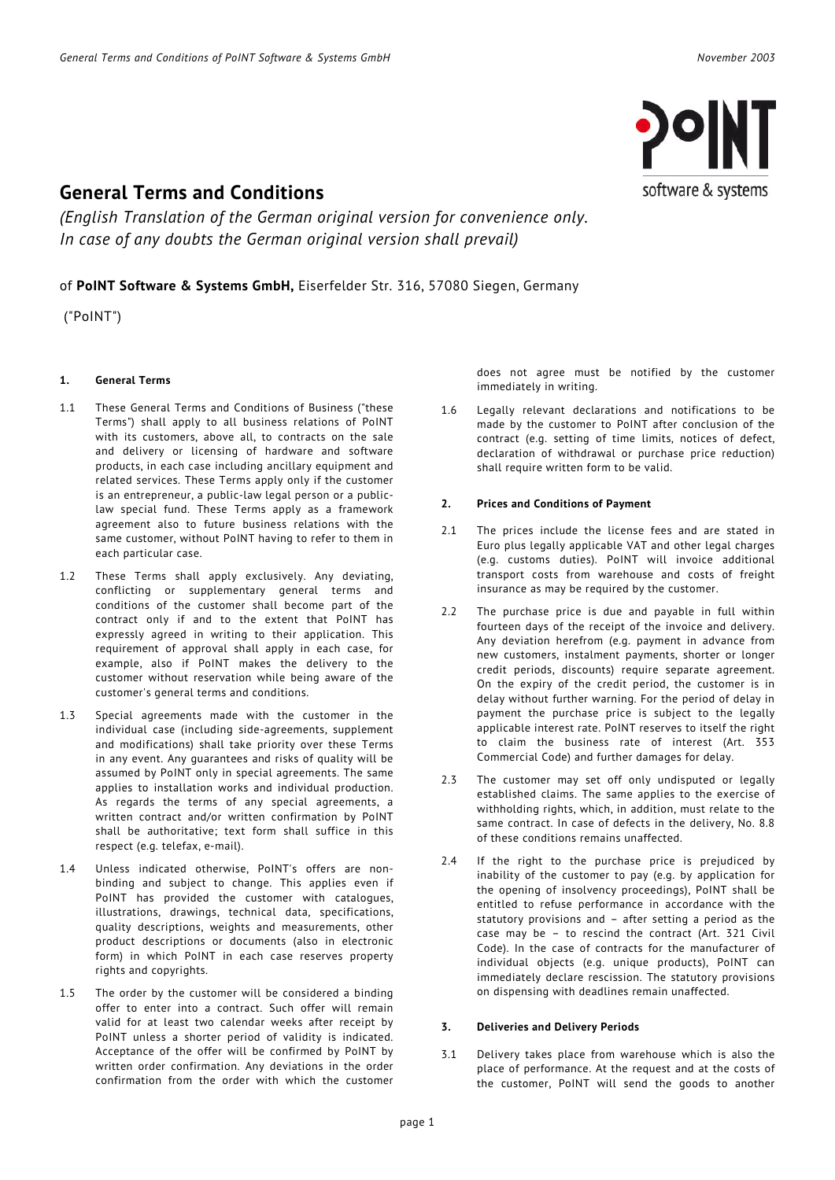# General Terms and Conditions

*(English Translation of the German original version for convenience only. In case of any doubts the German original version shall prevail)*

of **PoINT Software & Systems GmbH,** Eiserfelder Str. 316, 57080 Siegen, Germany

("PoINT")

## 1. General Terms

1.1 These General Terms and Conditions of Business ("these Terms") shall apply to all business relations of PoINT with its customers, above all, to contracts on the sale and delivery or licensing of hardware and software products, in each case including ancillary equipment and related services. These Terms apply only if the customer is an entrepreneur, a public-law legal person or a public-law special fund. These Terms apply as a framework agreement also to future business relations with the same customer, without PoINT having to refer to them in each particular case.

1.2 These Terms shall apply exclusively. Any deviating, conflicting or supplementary general terms and conditions of the customer shall become part of the contract only if and to the extent that PoINT has expressly agreed in writing to their application. This requirement of approval shall apply in each case, for example, also if PoINT makes the delivery to the customer without reservation while being aware of the customer's general terms and conditions.

1.3 Special agreements made with the customer in the individual case (including side-agreements, supplement and modifications) shall take priority over these Terms in any event. Any guarantees and risks of quality will be assumed by PoINT only in special agreements. The same applies to installation works and individual production. As regards the terms of any special agreements, a written contract and/or written confirmation by PoINT shall be authoritative; text form shall suffice in this respect (e.g. telefax, e-mail).

1.4 Unless indicated otherwise, PoINT's offers are non-binding and subject to change. This applies even if PoINT has provided the customer with catalogues, illustrations, drawings, technical data, specifications, quality descriptions, weights and measurements, other product descriptions or documents (also in electronic form) in which PoINT in each case reserves property rights and copyrights.

1.5 The order by the customer will be considered a binding offer to enter into a contract. Such offer will remain valid for at least two calendar weeks after receipt by PoINT unless a shorter period of validity is indicated. Acceptance of the offer will be confirmed by PoINT by written order confirmation. Any deviations in the order confirmation from the order with which the customer does not agree must be notified by the customer immediately in writing.

1.6 Legally relevant declarations and notifications to be made by the customer to PoINT after conclusion of the contract (e.g. setting of time limits, notices of defect, declaration of withdrawal or purchase price reduction) shall require written form to be valid.

## 2. Prices and Conditions of Payment

2.1 The prices include the license fees and are stated in Euro plus legally applicable VAT and other legal charges (e.g. customs duties). PoINT will invoice additional transport costs from warehouse and costs of freight insurance as may be required by the customer.

2.2 The purchase price is due and payable in full within fourteen days of the receipt of the invoice and delivery. Any deviation herefrom (e.g. payment in advance from new customers, instalment payments, shorter or longer credit periods, discounts) require separate agreement. On the expiry of the credit period, the customer is in delay without further warning. For the period of delay in payment the purchase price is subject to the legally applicable interest rate. PoINT reserves to itself the right to claim the business rate of interest (Art. 353 Commercial Code) and further damages for delay.

2.3 The customer may set off only undisputed or legally established claims. The same applies to the exercise of withholding rights, which, in addition, must relate to the same contract. In case of defects in the delivery, No. 8.8 of these conditions remains unaffected.

2.4 If the right to the purchase price is prejudiced by inability of the customer to pay (e.g. by application for the opening of insolvency proceedings), PoINT shall be entitled to refuse performance in accordance with the statutory provisions and – after setting a period as the case may be – to rescind the contract (Art. 321 Civil Code). In the case of contracts for the manufacturer of individual objects (e.g. unique products), PoINT can immediately declare rescission. The statutory provisions on dispensing with deadlines remain unaffected.

## 3. Deliveries and Delivery Periods

3.1 Delivery takes place from warehouse which is also the place of performance. At the request and at the costs of the customer, PoINT will send the goods to another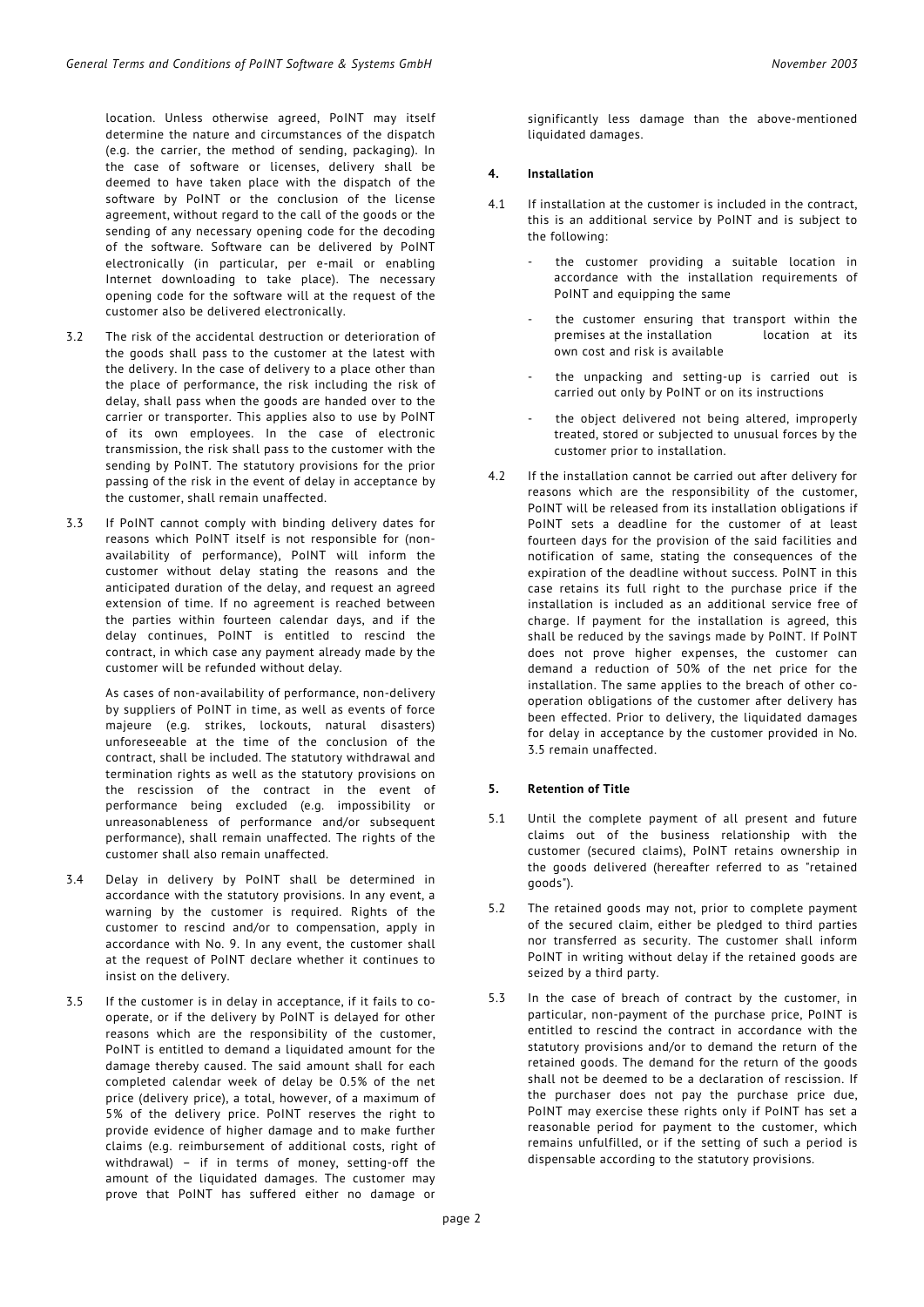location. Unless otherwise agreed, PoINT may itself determine the nature and circumstances of the dispatch (e.g. the carrier, the method of sending, packaging). In the case of software or licenses, delivery shall be deemed to have taken place with the dispatch of the software by PoINT or the conclusion of the license agreement, without regard to the call of the goods or the sending of any necessary opening code for the decoding of the software. Software can be delivered by PoINT electronically (in particular, per e-mail or enabling Internet downloading to take place). The necessary opening code for the software will at the request of the customer also be delivered electronically.

3.2 The risk of the accidental destruction or deterioration of the goods shall pass to the customer at the latest with the delivery. In the case of delivery to a place other than the place of performance, the risk including the risk of delay, shall pass when the goods are handed over to the carrier or transporter. This applies also to use by PoINT of its own employees. In the case of electronic transmission, the risk shall pass to the customer with the sending by PoINT. The statutory provisions for the prior passing of the risk in the event of delay in acceptance by the customer, shall remain unaffected.

3.3 If PoINT cannot comply with binding delivery dates for reasons which PoINT itself is not responsible for (non-availability of performance), PoINT will inform the customer without delay stating the reasons and the anticipated duration of the delay, and request an agreed extension of time. If no agreement is reached between the parties within fourteen calendar days, and if the delay continues, PoINT is entitled to rescind the contract, in which case any payment already made by the customer will be refunded without delay.

As cases of non-availability of performance, non-delivery by suppliers of PoINT in time, as well as events of force majeure (e.g. strikes, lockouts, natural disasters) unforeseeable at the time of the conclusion of the contract, shall be included. The statutory withdrawal and termination rights as well as the statutory provisions on the rescission of the contract in the event of performance being excluded (e.g. impossibility or unreasonableness of performance and/or subsequent performance), shall remain unaffected. The rights of the customer shall also remain unaffected.

3.4 Delay in delivery by PoINT shall be determined in accordance with the statutory provisions. In any event, a warning by the customer is required. Rights of the customer to rescind and/or to compensation, apply in accordance with No. 9. In any event, the customer shall at the request of PoINT declare whether it continues to insist on the delivery.

3.5 If the customer is in delay in acceptance, if it fails to co-operate, or if the delivery by PoINT is delayed for other reasons which are the responsibility of the customer, PoINT is entitled to demand a liquidated amount for the damage thereby caused. The said amount shall for each completed calendar week of delay be 0.5% of the net price (delivery price), a total, however, of a maximum of 5% of the delivery price. PoINT reserves the right to provide evidence of higher damage and to make further claims (e.g. reimbursement of additional costs, right of withdrawal) – if in terms of money, setting-off the amount of the liquidated damages. The customer may prove that PoINT has suffered either no damage or significantly less damage than the above-mentioned liquidated damages.

#### 4. Installation

4.1 If installation at the customer is included in the contract, this is an additional service by PoINT and is subject to the following:

- the customer providing a suitable location in accordance with the installation requirements of PoINT and equipping the same
- the customer ensuring that transport within the premises at the installation location at its own cost and risk is available
- the unpacking and setting-up is carried out is carried out only by PoINT or on its instructions
- the object delivered not being altered, improperly treated, stored or subjected to unusual forces by the customer prior to installation.

4.2 If the installation cannot be carried out after delivery for reasons which are the responsibility of the customer, PoINT will be released from its installation obligations if PoINT sets a deadline for the customer of at least fourteen days for the provision of the said facilities and notification of same, stating the consequences of the expiration of the deadline without success. PoINT in this case retains its full right to the purchase price if the installation is included as an additional service free of charge. If payment for the installation is agreed, this shall be reduced by the savings made by PoINT. If PoINT does not prove higher expenses, the customer can demand a reduction of 50% of the net price for the installation. The same applies to the breach of other co-operation obligations of the customer after delivery has been effected. Prior to delivery, the liquidated damages for delay in acceptance by the customer provided in No. 3.5 remain unaffected.

#### 5. Retention of Title

5.1 Until the complete payment of all present and future claims out of the business relationship with the customer (secured claims), PoINT retains ownership in the goods delivered (hereafter referred to as "retained goods").

5.2 The retained goods may not, prior to complete payment of the secured claim, either be pledged to third parties nor transferred as security. The customer shall inform PoINT in writing without delay if the retained goods are seized by a third party.

5.3 In the case of breach of contract by the customer, in particular, non-payment of the purchase price, PoINT is entitled to rescind the contract in accordance with the statutory provisions and/or to demand the return of the retained goods. The demand for the return of the goods shall not be deemed to be a declaration of rescission. If the purchaser does not pay the purchase price due, PoINT may exercise these rights only if PoINT has set a reasonable period for payment to the customer, which remains unfulfilled, or if the setting of such a period is dispensable according to the statutory provisions.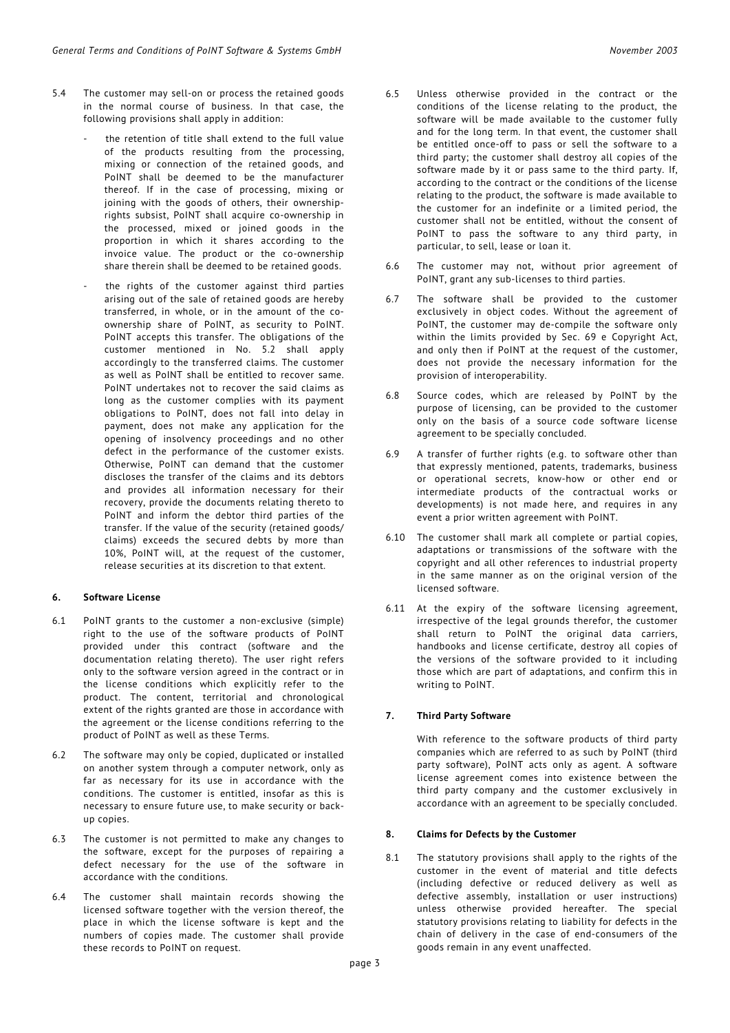5.4 The customer may sell-on or process the retained goods in the normal course of business. In that case, the following provisions shall apply in addition:

- the retention of title shall extend to the full value of the products resulting from the processing, mixing or connection of the retained goods, and PoINT shall be deemed to be the manufacturer thereof. If in the case of processing, mixing or joining with the goods of others, their ownership-rights subsist, PoINT shall acquire co-ownership in the processed, mixed or joined goods in the proportion in which it shares according to the invoice value. The product or the co-ownership share therein shall be deemed to be retained goods.
- the rights of the customer against third parties arising out of the sale of retained goods are hereby transferred, in whole, or in the amount of the co-ownership share of PoINT, as security to PoINT. PoINT accepts this transfer. The obligations of the customer mentioned in No. 5.2 shall apply accordingly to the transferred claims. The customer as well as PoINT shall be entitled to recover same. PoINT undertakes not to recover the said claims as long as the customer complies with its payment obligations to PoINT, does not fall into delay in payment, does not make any application for the opening of insolvency proceedings and no other defect in the performance of the customer exists. Otherwise, PoINT can demand that the customer discloses the transfer of the claims and its debtors and provides all information necessary for their recovery, provide the documents relating thereto to PoINT and inform the debtor third parties of the transfer. If the value of the security (retained goods/ claims) exceeds the secured debts by more than 10%, PoINT will, at the request of the customer, release securities at its discretion to that extent.

## 6. Software License

6.1 PoINT grants to the customer a non-exclusive (simple) right to the use of the software products of PoINT provided under this contract (software and the documentation relating thereto). The user right refers only to the software version agreed in the contract or in the license conditions which explicitly refer to the product. The content, territorial and chronological extent of the rights granted are those in accordance with the agreement or the license conditions referring to the product of PoINT as well as these Terms.

6.2 The software may only be copied, duplicated or installed on another system through a computer network, only as far as necessary for its use in accordance with the conditions. The customer is entitled, insofar as this is necessary to ensure future use, to make security or back-up copies.

6.3 The customer is not permitted to make any changes to the software, except for the purposes of repairing a defect necessary for the use of the software in accordance with the conditions.

6.4 The customer shall maintain records showing the licensed software together with the version thereof, the place in which the license software is kept and the numbers of copies made. The customer shall provide these records to PoINT on request.

6.5 Unless otherwise provided in the contract or the conditions of the license relating to the product, the software will be made available to the customer fully and for the long term. In that event, the customer shall be entitled once-off to pass or sell the software to a third party; the customer shall destroy all copies of the software made by it or pass same to the third party. If, according to the contract or the conditions of the license relating to the product, the software is made available to the customer for an indefinite or a limited period, the customer shall not be entitled, without the consent of PoINT to pass the software to any third party, in particular, to sell, lease or loan it.

6.6 The customer may not, without prior agreement of PoINT, grant any sub-licenses to third parties.

6.7 The software shall be provided to the customer exclusively in object codes. Without the agreement of PoINT, the customer may de-compile the software only within the limits provided by Sec. 69 e Copyright Act, and only then if PoINT at the request of the customer, does not provide the necessary information for the provision of interoperability.

6.8 Source codes, which are released by PoINT by the purpose of licensing, can be provided to the customer only on the basis of a source code software license agreement to be specially concluded.

6.9 A transfer of further rights (e.g. to software other than that expressly mentioned, patents, trademarks, business or operational secrets, know-how or other end or intermediate products of the contractual works or developments) is not made here, and requires in any event a prior written agreement with PoINT.

6.10 The customer shall mark all complete or partial copies, adaptations or transmissions of the software with the copyright and all other references to industrial property in the same manner as on the original version of the licensed software.

6.11 At the expiry of the software licensing agreement, irrespective of the legal grounds therefor, the customer shall return to PoINT the original data carriers, handbooks and license certificate, destroy all copies of the versions of the software provided to it including those which are part of adaptations, and confirm this in writing to PoINT.

## 7. Third Party Software

With reference to the software products of third party companies which are referred to as such by PoINT (third party software), PoINT acts only as agent. A software license agreement comes into existence between the third party company and the customer exclusively in accordance with an agreement to be specially concluded.

## 8. Claims for Defects by the Customer

8.1 The statutory provisions shall apply to the rights of the customer in the event of material and title defects (including defective or reduced delivery as well as defective assembly, installation or user instructions) unless otherwise provided hereafter. The special statutory provisions relating to liability for defects in the chain of delivery in the case of end-consumers of the goods remain in any event unaffected.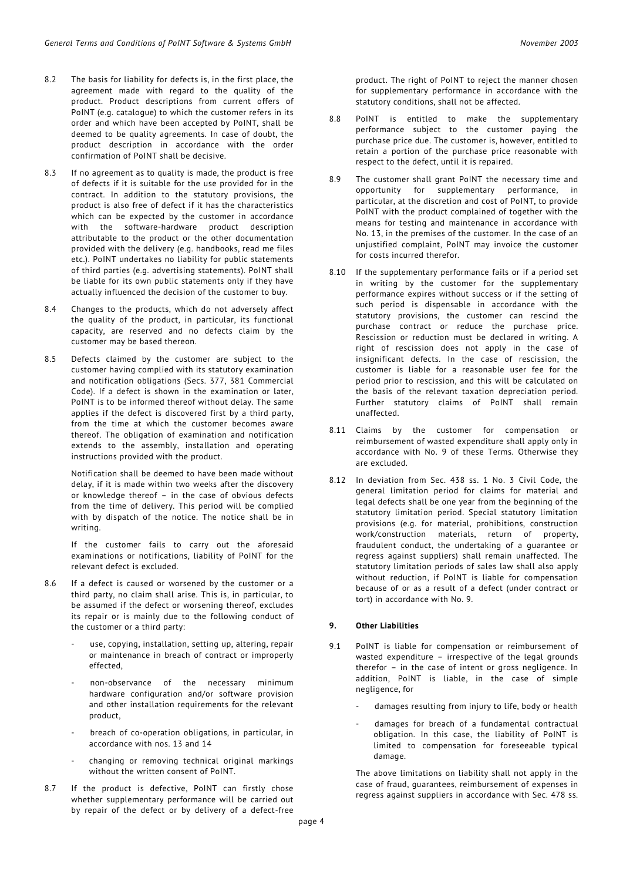8.2 The basis for liability for defects is, in the first place, the agreement made with regard to the quality of the product. Product descriptions from current offers of PoINT (e.g. catalogue) to which the customer refers in its order and which have been accepted by PoINT, shall be deemed to be quality agreements. In case of doubt, the product description in accordance with the order confirmation of PoINT shall be decisive.

8.3 If no agreement as to quality is made, the product is free of defects if it is suitable for the use provided for in the contract. In addition to the statutory provisions, the product is also free of defect if it has the characteristics which can be expected by the customer in accordance with the software-hardware product description attributable to the product or the other documentation provided with the delivery (e.g. handbooks, read me files etc.). PoINT undertakes no liability for public statements of third parties (e.g. advertising statements). PoINT shall be liable for its own public statements only if they have actually influenced the decision of the customer to buy.

8.4 Changes to the products, which do not adversely affect the quality of the product, in particular, its functional capacity, are reserved and no defects claim by the customer may be based thereon.

8.5 Defects claimed by the customer are subject to the customer having complied with its statutory examination and notification obligations (Secs. 377, 381 Commercial Code). If a defect is shown in the examination or later, PoINT is to be informed thereof without delay. The same applies if the defect is discovered first by a third party, from the time at which the customer becomes aware thereof. The obligation of examination and notification extends to the assembly, installation and operating instructions provided with the product.

Notification shall be deemed to have been made without delay, if it is made within two weeks after the discovery or knowledge thereof – in the case of obvious defects from the time of delivery. This period will be complied with by dispatch of the notice. The notice shall be in writing.

If the customer fails to carry out the aforesaid examinations or notifications, liability of PoINT for the relevant defect is excluded.

8.6 If a defect is caused or worsened by the customer or a third party, no claim shall arise. This is, in particular, to be assumed if the defect or worsening thereof, excludes its repair or is mainly due to the following conduct of the customer or a third party:

- use, copying, installation, setting up, altering, repair or maintenance in breach of contract or improperly effected,
- non-observance of the necessary minimum hardware configuration and/or software provision and other installation requirements for the relevant product,
- breach of co-operation obligations, in particular, in accordance with nos. 13 and 14
- changing or removing technical original markings without the written consent of PoINT.

8.7 If the product is defective, PoINT can firstly chose whether supplementary performance will be carried out by repair of the defect or by delivery of a defect-free product. The right of PoINT to reject the manner chosen for supplementary performance in accordance with the statutory conditions, shall not be affected.

8.8 PoINT is entitled to make the supplementary performance subject to the customer paying the purchase price due. The customer is, however, entitled to retain a portion of the purchase price reasonable with respect to the defect, until it is repaired.

8.9 The customer shall grant PoINT the necessary time and opportunity for supplementary performance, in particular, at the discretion and cost of PoINT, to provide PoINT with the product complained of together with the means for testing and maintenance in accordance with No. 13, in the premises of the customer. In the case of an unjustified complaint, PoINT may invoice the customer for costs incurred therefor.

8.10 If the supplementary performance fails or if a period set in writing by the customer for the supplementary performance expires without success or if the setting of such period is dispensable in accordance with the statutory provisions, the customer can rescind the purchase contract or reduce the purchase price. Rescission or reduction must be declared in writing. A right of rescission does not apply in the case of insignificant defects. In the case of rescission, the customer is liable for a reasonable user fee for the period prior to rescission, and this will be calculated on the basis of the relevant taxation depreciation period. Further statutory claims of PoINT shall remain unaffected.

8.11 Claims by the customer for compensation or reimbursement of wasted expenditure shall apply only in accordance with No. 9 of these Terms. Otherwise they are excluded.

8.12 In deviation from Sec. 438 ss. 1 No. 3 Civil Code, the general limitation period for claims for material and legal defects shall be one year from the beginning of the statutory limitation period. Special statutory limitation provisions (e.g. for material, prohibitions, construction work/construction materials, return of property, fraudulent conduct, the undertaking of a guarantee or regress against suppliers) shall remain unaffected. The statutory limitation periods of sales law shall also apply without reduction, if PoINT is liable for compensation because of or as a result of a defect (under contract or tort) in accordance with No. 9.

**9. Other Liabilities**

9.1 PoINT is liable for compensation or reimbursement of wasted expenditure – irrespective of the legal grounds therefor – in the case of intent or gross negligence. In addition, PoINT is liable, in the case of simple negligence, for

- damages resulting from injury to life, body or health
- damages for breach of a fundamental contractual obligation. In this case, the liability of PoINT is limited to compensation for foreseeable typical damage.

The above limitations on liability shall not apply in the case of fraud, guarantees, reimbursement of expenses in regress against suppliers in accordance with Sec. 478 ss.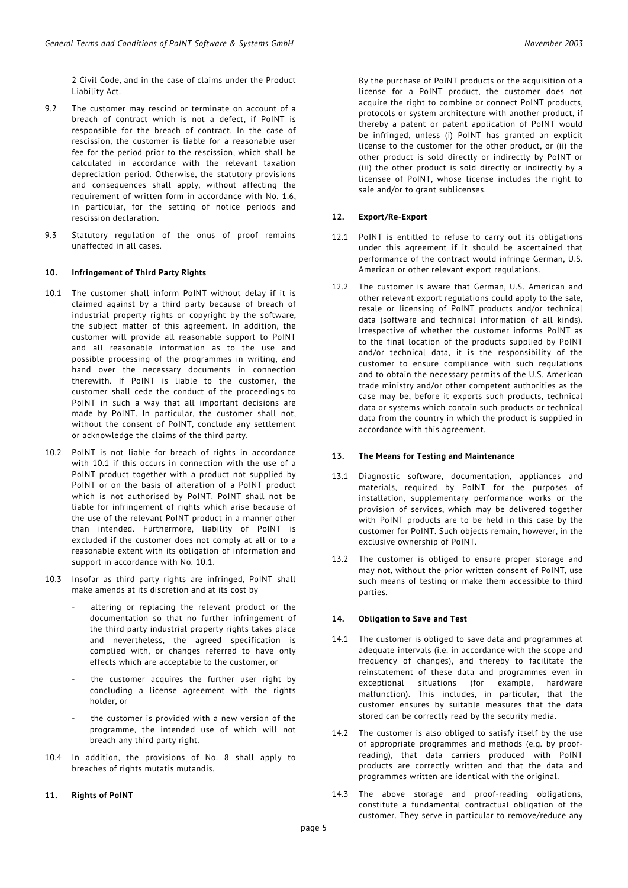2 Civil Code, and in the case of claims under the Product Liability Act.

9.2 The customer may rescind or terminate on account of a breach of contract which is not a defect, if PoINT is responsible for the breach of contract. In the case of rescission, the customer is liable for a reasonable user fee for the period prior to the rescission, which shall be calculated in accordance with the relevant taxation depreciation period. Otherwise, the statutory provisions and consequences shall apply, without affecting the requirement of written form in accordance with No. 1.6, in particular, for the setting of notice periods and rescission declaration.

9.3 Statutory regulation of the onus of proof remains unaffected in all cases.

## 10. Infringement of Third Party Rights

10.1 The customer shall inform PoINT without delay if it is claimed against by a third party because of breach of industrial property rights or copyright by the software, the subject matter of this agreement. In addition, the customer will provide all reasonable support to PoINT and all reasonable information as to the use and possible processing of the programmes in writing, and hand over the necessary documents in connection therewith. If PoINT is liable to the customer, the customer shall cede the conduct of the proceedings to PoINT in such a way that all important decisions are made by PoINT. In particular, the customer shall not, without the consent of PoINT, conclude any settlement or acknowledge the claims of the third party.

10.2 PoINT is not liable for breach of rights in accordance with 10.1 if this occurs in connection with the use of a PoINT product together with a product not supplied by PoINT or on the basis of alteration of a PoINT product which is not authorised by PoINT. PoINT shall not be liable for infringement of rights which arise because of the use of the relevant PoINT product in a manner other than intended. Furthermore, liability of PoINT is excluded if the customer does not comply at all or to a reasonable extent with its obligation of information and support in accordance with No. 10.1.

10.3 Insofar as third party rights are infringed, PoINT shall make amends at its discretion and at its cost by

- altering or replacing the relevant product or the documentation so that no further infringement of the third party industrial property rights takes place and nevertheless, the agreed specification is complied with, or changes referred to have only effects which are acceptable to the customer, or
- the customer acquires the further user right by concluding a license agreement with the rights holder, or
- the customer is provided with a new version of the programme, the intended use of which will not breach any third party right.

10.4 In addition, the provisions of No. 8 shall apply to breaches of rights mutatis mutandis.

## 11. Rights of PoINT

By the purchase of PoINT products or the acquisition of a license for a PoINT product, the customer does not acquire the right to combine or connect PoINT products, protocols or system architecture with another product, if thereby a patent or patent application of PoINT would be infringed, unless (i) PoINT has granted an explicit license to the customer for the other product, or (ii) the other product is sold directly or indirectly by PoINT or (iii) the other product is sold directly or indirectly by a licensee of PoINT, whose license includes the right to sale and/or to grant sublicenses.

## 12. Export/Re-Export

12.1 PoINT is entitled to refuse to carry out its obligations under this agreement if it should be ascertained that performance of the contract would infringe German, U.S. American or other relevant export regulations.

12.2 The customer is aware that German, U.S. American and other relevant export regulations could apply to the sale, resale or licensing of PoINT products and/or technical data (software and technical information of all kinds). Irrespective of whether the customer informs PoINT as to the final location of the products supplied by PoINT and/or technical data, it is the responsibility of the customer to ensure compliance with such regulations and to obtain the necessary permits of the U.S. American trade ministry and/or other competent authorities as the case may be, before it exports such products, technical data or systems which contain such products or technical data from the country in which the product is supplied in accordance with this agreement.

## 13. The Means for Testing and Maintenance

13.1 Diagnostic software, documentation, appliances and materials, required by PoINT for the purposes of installation, supplementary performance works or the provision of services, which may be delivered together with PoINT products are to be held in this case by the customer for PoINT. Such objects remain, however, in the exclusive ownership of PoINT.

13.2 The customer is obliged to ensure proper storage and may not, without the prior written consent of PoINT, use such means of testing or make them accessible to third parties.

## 14. Obligation to Save and Test

14.1 The customer is obliged to save data and programmes at adequate intervals (i.e. in accordance with the scope and frequency of changes), and thereby to facilitate the reinstatement of these data and programmes even in exceptional situations (for example, hardware malfunction). This includes, in particular, that the customer ensures by suitable measures that the data stored can be correctly read by the security media.

14.2 The customer is also obliged to satisfy itself by the use of appropriate programmes and methods (e.g. by proof-reading), that data carriers produced with PoINT products are correctly written and that the data and programmes written are identical with the original.

14.3 The above storage and proof-reading obligations, constitute a fundamental contractual obligation of the customer. They serve in particular to remove/reduce any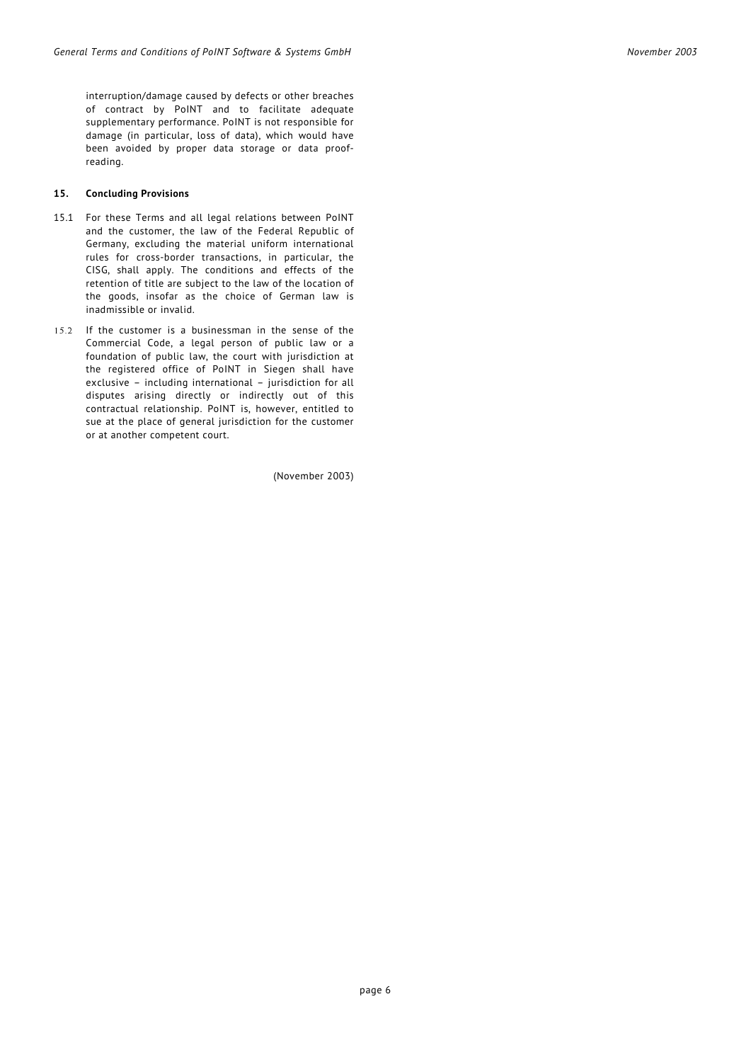interruption/damage caused by defects or other breaches of contract by PoINT and to facilitate adequate supplementary performance. PoINT is not responsible for damage (in particular, loss of data), which would have been avoided by proper data storage or data proof-reading.

## 15. Concluding Provisions

15.1 For these Terms and all legal relations between PoINT and the customer, the law of the Federal Republic of Germany, excluding the material uniform international rules for cross-border transactions, in particular, the CISG, shall apply. The conditions and effects of the retention of title are subject to the law of the location of the goods, insofar as the choice of German law is inadmissible or invalid.

15.2 If the customer is a businessman in the sense of the Commercial Code, a legal person of public law or a foundation of public law, the court with jurisdiction at the registered office of PoINT in Siegen shall have exclusive – including international – jurisdiction for all disputes arising directly or indirectly out of this contractual relationship. PoINT is, however, entitled to sue at the place of general jurisdiction for the customer or at another competent court.

(November 2003)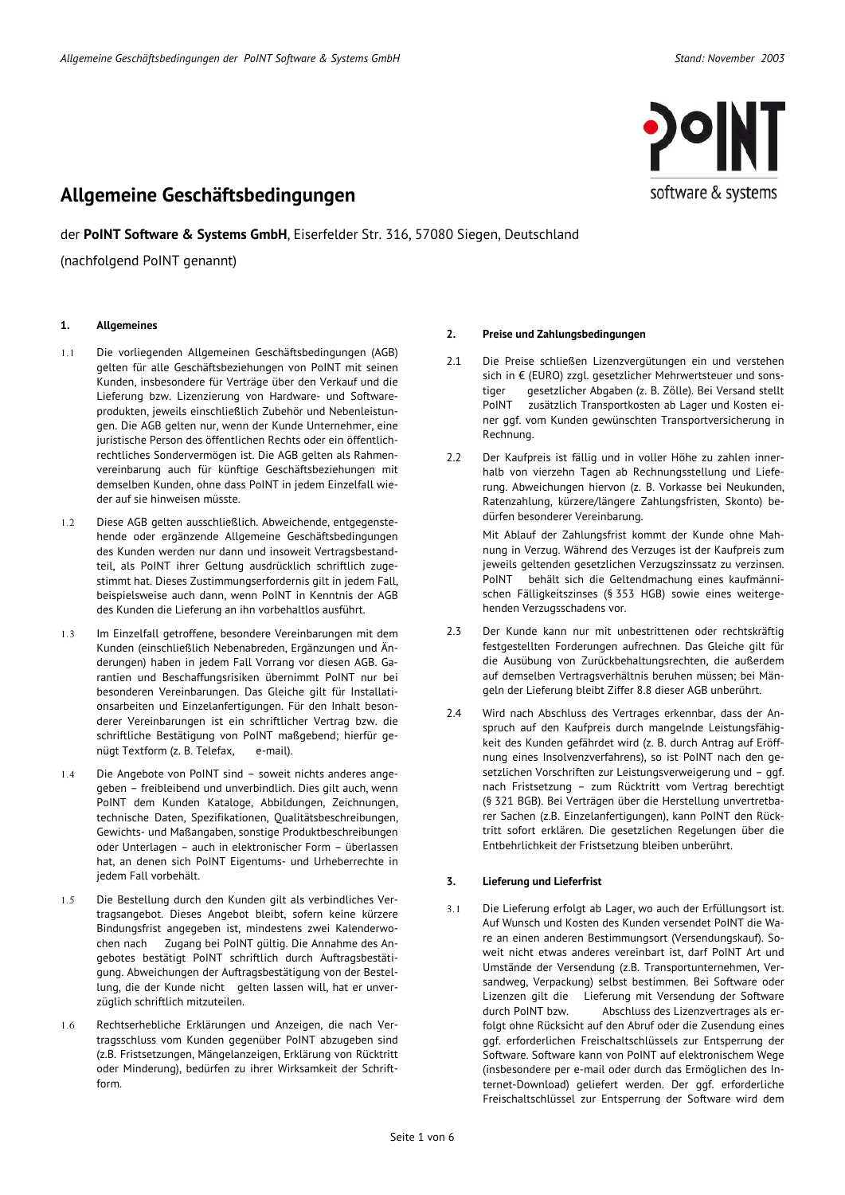# Allgemeine Geschäftsbedingungen

der **PoINT Software & Systems GmbH**, Eiserfelder Str. 316, 57080 Siegen, Deutschland

(nachfolgend PoINT genannt)

### 1. Allgemeines

1.1 Die vorliegenden Allgemeinen Geschäftsbedingungen (AGB) gelten für alle Geschäftsbeziehungen von PoINT mit seinen Kunden, insbesondere für Verträge über den Verkauf und die Lieferung bzw. Lizenzierung von Hardware- und Softwareprodukten, jeweils einschließlich Zubehör und Nebenleistungen. Die AGB gelten nur, wenn der Kunde Unternehmer, eine juristische Person des öffentlichen Rechts oder ein öffentlich-rechtliches Sondervermögen ist. Die AGB gelten als Rahmenvereinbarung auch für künftige Geschäftsbeziehungen mit demselben Kunden, ohne dass PoINT in jedem Einzelfall wieder auf sie hinweisen müsste.

1.2 Diese AGB gelten ausschließlich. Abweichende, entgegenstehende oder ergänzende Allgemeine Geschäftsbedingungen des Kunden werden nur dann und insoweit Vertragsbestandteil, als PoINT ihrer Geltung ausdrücklich schriftlich zugestimmt hat. Dieses Zustimmungserfordernis gilt in jedem Fall, beispielsweise auch dann, wenn PoINT in Kenntnis der AGB des Kunden die Lieferung an ihn vorbehaltlos ausführt.

1.3 Im Einzelfall getroffene, besondere Vereinbarungen mit dem Kunden (einschließlich Nebenabreden, Ergänzungen und Änderungen) haben in jedem Fall Vorrang vor diesen AGB. Garantien und Beschaffungsrisiken übernimmt PoINT nur bei besonderen Vereinbarungen. Das Gleiche gilt für Installationsarbeiten und Einzelanfertigungen. Für den Inhalt besonderer Vereinbarungen ist ein schriftlicher Vertrag bzw. die schriftliche Bestätigung von PoINT maßgebend; hierfür genügt Textform (z. B. Telefax, e-mail).

1.4 Die Angebote von PoINT sind – soweit nichts anderes angegeben – freibleibend und unverbindlich. Dies gilt auch, wenn PoINT dem Kunden Kataloge, Abbildungen, Zeichnungen, technische Daten, Spezifikationen, Qualitätsbeschreibungen, Gewichts- und Maßangaben, sonstige Produktbeschreibungen oder Unterlagen – auch in elektronischer Form – überlassen hat, an denen sich PoINT Eigentums- und Urheberrechte in jedem Fall vorbehält.

1.5 Die Bestellung durch den Kunden gilt als verbindliches Vertragsangebot. Dieses Angebot bleibt, sofern keine kürzere Bindungsfrist angegeben ist, mindestens zwei Kalenderwochen nach Zugang bei PoINT gültig. Die Annahme des Angebotes bestätigt PoINT schriftlich durch Auftragsbestätigung. Abweichungen der Auftragsbestätigung von der Bestellung, die der Kunde nicht gelten lassen will, hat er unverzüglich schriftlich mitzuteilen.

1.6 Rechtserhebliche Erklärungen und Anzeigen, die nach Vertragsschluss vom Kunden gegenüber PoINT abzugeben sind (z.B. Fristsetzungen, Mängelanzeigen, Erklärung von Rücktritt oder Minderung), bedürfen zu ihrer Wirksamkeit der Schriftform.

### 2. Preise und Zahlungsbedingungen

2.1 Die Preise schließen Lizenzvergütungen ein und verstehen sich in € (EURO) zzgl. gesetzlicher Mehrwertsteuer und sonstiger gesetzlicher Abgaben (z. B. Zölle). Bei Versand stellt PoINT zusätzlich Transportkosten ab Lager und Kosten einer ggf. vom Kunden gewünschten Transportversicherung in Rechnung.

2.2 Der Kaufpreis ist fällig und in voller Höhe zu zahlen innerhalb von vierzehn Tagen ab Rechnungsstellung und Lieferung. Abweichungen hiervon (z. B. Vorkasse bei Neukunden, Ratenzahlung, kürzere/längere Zahlungsfristen, Skonto) bedürfen besonderer Vereinbarung.

Mit Ablauf der Zahlungsfrist kommt der Kunde ohne Mahnung in Verzug. Während des Verzuges ist der Kaufpreis zum jeweils geltenden gesetzlichen Verzugszinssatz zu verzinsen. PoINT behält sich die Geltendmachung eines kaufmännischen Fälligkeitszinses (§ 353 HGB) sowie eines weitergehenden Verzugsschadens vor.

2.3 Der Kunde kann nur mit unbestrittenen oder rechtskräftig festgestellten Forderungen aufrechnen. Das Gleiche gilt für die Ausübung von Zurückbehaltungsrechten, die außerdem auf demselben Vertragsverhältnis beruhen müssen; bei Mängeln der Lieferung bleibt Ziffer 8.8 dieser AGB unberührt.

2.4 Wird nach Abschluss des Vertrages erkennbar, dass der Anspruch auf den Kaufpreis durch mangelnde Leistungsfähigkeit des Kunden gefährdet wird (z. B. durch Antrag auf Eröffnung eines Insolvenzverfahrens), so ist PoINT nach den gesetzlichen Vorschriften zur Leistungsverweigerung und – ggf. nach Fristsetzung – zum Rücktritt vom Vertrag berechtigt (§ 321 BGB). Bei Verträgen über die Herstellung unvertretbarer Sachen (z.B. Einzelanfertigungen), kann PoINT den Rücktritt sofort erklären. Die gesetzlichen Regelungen über die Entbehrlichkeit der Fristsetzung bleiben unberührt.

### 3. Lieferung und Lieferfrist

3.1 Die Lieferung erfolgt ab Lager, wo auch der Erfüllungsort ist. Auf Wunsch und Kosten des Kunden versendet PoINT die Ware an einen anderen Bestimmungsort (Versendungskauf). Soweit nicht etwas anderes vereinbart ist, darf PoINT Art und Umstände der Versendung (z.B. Transportunternehmen, Versandweg, Verpackung) selbst bestimmen. Bei Software oder Lizenzen gilt die Lieferung mit Versendung der Software durch PoINT bzw. Abschluss des Lizenzvertrages als erfolgt ohne Rücksicht auf den Abruf oder die Zusendung eines ggf. erforderlichen Freischaltschlüssels zur Entsperrung der Software. Software kann von PoINT auf elektronischem Wege (insbesondere per e-mail oder durch das Ermöglichen des Internet-Download) geliefert werden. Der ggf. erforderliche Freischaltschlüssel zur Entsperrung der Software wird dem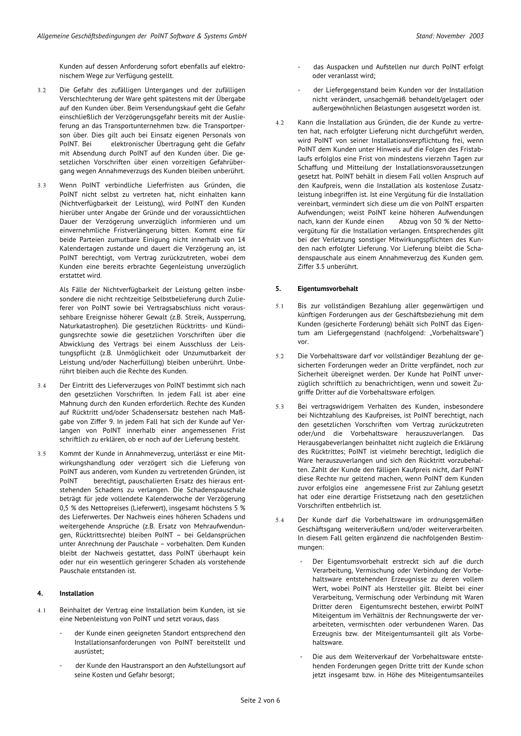Kunden auf dessen Anforderung sofort ebenfalls auf elektronischem Wege zur Verfügung gestellt.

3.2 Die Gefahr des zufälligen Unterganges und der zufälligen Verschlechterung der Ware geht spätestens mit der Übergabe auf den Kunden über. Beim Versendungskauf geht die Gefahr einschließlich der Verzögerungsgefahr bereits mit der Auslieferung an das Transportunternehmen bzw. die Transportperson über. Dies gilt auch bei Einsatz eigenen Personals von PoINT. Bei elektronischer Übertragung geht die Gefahr mit Absendung durch PoINT auf den Kunden über. Die gesetzlichen Vorschriften über einen vorzeitigen Gefahrübergang wegen Annahmeverzugs des Kunden bleiben unberührt.

3.3 Wenn PoINT verbindliche Lieferfristen aus Gründen, die PoINT nicht selbst zu vertreten hat, nicht einhalten kann (Nichtverfügbarkeit der Leistung), wird PoINT den Kunden hierüber unter Angabe der Gründe und der voraussichtlichen Dauer der Verzögerung unverzüglich informieren und um einvernehmliche Fristverlängerung bitten. Kommt eine für beide Parteien zumutbare Einigung nicht innerhalb von 14 Kalendertagen zustande und dauert die Verzögerung an, ist PoINT berechtigt, vom Vertrag zurückzutreten, wobei dem Kunden eine bereits erbrachte Gegenleistung unverzüglich erstattet wird.

Als Fälle der Nichtverfügbarkeit der Leistung gelten insbesondere die nicht rechtzeitige Selbstbelieferung durch Zulieferer von PoINT sowie bei Vertragsabschluss nicht voraussehbare Ereignisse höherer Gewalt (z.B. Streik, Aussperrung, Naturkatastrophen). Die gesetzlichen Rücktritts- und Kündigungsrechte sowie die gesetzlichen Vorschriften über die Abwicklung des Vertrags bei einem Ausschluss der Leistungspflicht (z.B. Unmöglichkeit oder Unzumutbarkeit der Leistung und/oder Nacherfüllung) bleiben unberührt. Unberührt bleiben auch die Rechte des Kunden.

3.4 Der Eintritt des Lieferverzuges von PoINT bestimmt sich nach den gesetzlichen Vorschriften. In jedem Fall ist aber eine Mahnung durch den Kunden erforderlich. Rechte des Kunden auf Rücktritt und/oder Schadensersatz bestehen nach Maßgabe von Ziffer 9. In jedem Fall hat sich der Kunde auf Verlangen von PoINT innerhalb einer angemessenen Frist schriftlich zu erklären, ob er noch auf der Lieferung besteht.

3.5 Kommt der Kunde in Annahmeverzug, unterlässt er eine Mitwirkungshandlung oder verzögert sich die Lieferung von PoINT aus anderen, vom Kunden zu vertretenden Gründen, ist PoINT berechtigt, pauschalierten Ersatz des hieraus entstehenden Schadens zu verlangen. Die Schadenspauschale beträgt für jede vollendete Kalenderwoche der Verzögerung 0,5 % des Nettopreises (Lieferwert), insgesamt höchstens 5 % des Lieferwertes. Der Nachweis eines höheren Schadens und weitergehende Ansprüche (z.B. Ersatz von Mehraufwendungen, Rücktrittsrechte) bleiben PoINT – bei Geldansprüchen unter Anrechnung der Pauschale – vorbehalten. Dem Kunden bleibt der Nachweis gestattet, dass PoINT überhaupt kein oder nur ein wesentlich geringerer Schaden als vorstehende Pauschale entstanden ist.

## 4. Installation

4.1 Beinhaltet der Vertrag eine Installation beim Kunden, ist sie eine Nebenleistung von PoINT und setzt voraus, dass

- der Kunde einen geeigneten Standort entsprechend den Installationsanforderungen von PoINT bereitstellt und ausrüstet;
- der Kunde den Haustransport an den Aufstellungsort auf seine Kosten und Gefahr besorgt;
- das Auspacken und Aufstellen nur durch PoINT erfolgt oder veranlasst wird;
- der Liefergegenstand beim Kunden vor der Installation nicht verändert, unsachgemäß behandelt/gelagert oder außergewöhnlichen Belastungen ausgesetzt worden ist.

4.2 Kann die Installation aus Gründen, die der Kunde zu vertreten hat, nach erfolgter Lieferung nicht durchgeführt werden, wird PoINT von seiner Installationsverpflichtung frei, wenn PoINT dem Kunden unter Hinweis auf die Folgen des Fristablaufs erfolglos eine Frist von mindestens vierzehn Tagen zur Schaffung und Mitteilung der Installationsvoraussetzungen gesetzt hat. PoINT behält in diesem Fall vollen Anspruch auf den Kaufpreis, wenn die Installation als kostenlose Zusatzleistung inbegriffen ist. Ist eine Vergütung für die Installation vereinbart, vermindert sich diese um die von PoINT ersparten Aufwendungen; weist PoINT keine höheren Aufwendungen nach, kann der Kunde einen Abzug von 50 % der Nettovergütung für die Installation verlangen. Entsprechendes gilt bei der Verletzung sonstiger Mitwirkungspflichten des Kunden nach erfolgter Lieferung. Vor Lieferung bleibt die Schadenspauschale aus einem Annahmeverzug des Kunden gem. Ziffer 3.5 unberührt.

## 5. Eigentumsvorbehalt

5.1 Bis zur vollständigen Bezahlung aller gegenwärtigen und künftigen Forderungen aus der Geschäftsbeziehung mit dem Kunden (gesicherte Forderung) behält sich PoINT das Eigentum am Liefergegenstand (nachfolgend: „Vorbehaltsware") vor.

5.2 Die Vorbehaltsware darf vor vollständiger Bezahlung der gesicherten Forderungen weder an Dritte verpfändet, noch zur Sicherheit übereignet werden. Der Kunde hat PoINT unverzüglich schriftlich zu benachrichtigen, wenn und soweit Zugriffe Dritter auf die Vorbehaltsware erfolgen.

5.3 Bei vertragswidrigem Verhalten des Kunden, insbesondere bei Nichtzahlung des Kaufpreises, ist PoINT berechtigt, nach den gesetzlichen Vorschriften vom Vertrag zurückzutreten oder/und die Vorbehaltsware herauszuverlangen. Das Herausgabeverlangen beinhaltet nicht zugleich die Erklärung des Rücktrittes; PoINT ist vielmehr berechtigt, lediglich die Ware herauszuverlangen und sich den Rücktritt vorzubehalten. Zahlt der Kunde den fälligen Kaufpreis nicht, darf PoINT diese Rechte nur geltend machen, wenn PoINT dem Kunden zuvor erfolglos eine angemessene Frist zur Zahlung gesetzt hat oder eine derartige Fristsetzung nach den gesetzlichen Vorschriften entbehrlich ist.

5.4 Der Kunde darf die Vorbehaltsware im ordnungsgemäßen Geschäftsgang weiterveräußern und/oder weiterverarbeiten. In diesem Fall gelten ergänzend die nachfolgenden Bestimmungen:

- Der Eigentumsvorbehalt erstreckt sich auf die durch Verarbeitung, Vermischung oder Verbindung der Vorbehaltsware entstehenden Erzeugnisse zu deren vollem Wert, wobei PoINT als Hersteller gilt. Bleibt bei einer Verarbeitung, Vermischung oder Verbindung mit Waren Dritter deren Eigentumsrecht bestehen, erwirbt PoINT Miteigentum im Verhältnis der Rechnungswerte der verarbeiteten, vermischten oder verbundenen Waren. Das Erzeugnis bzw. der Miteigentumsanteil gilt als Vorbehaltsware.
- Die aus dem Weiterverkauf der Vorbehaltsware entstehenden Forderungen gegen Dritte tritt der Kunde schon jetzt insgesamt bzw. in Höhe des Miteigentumsanteiles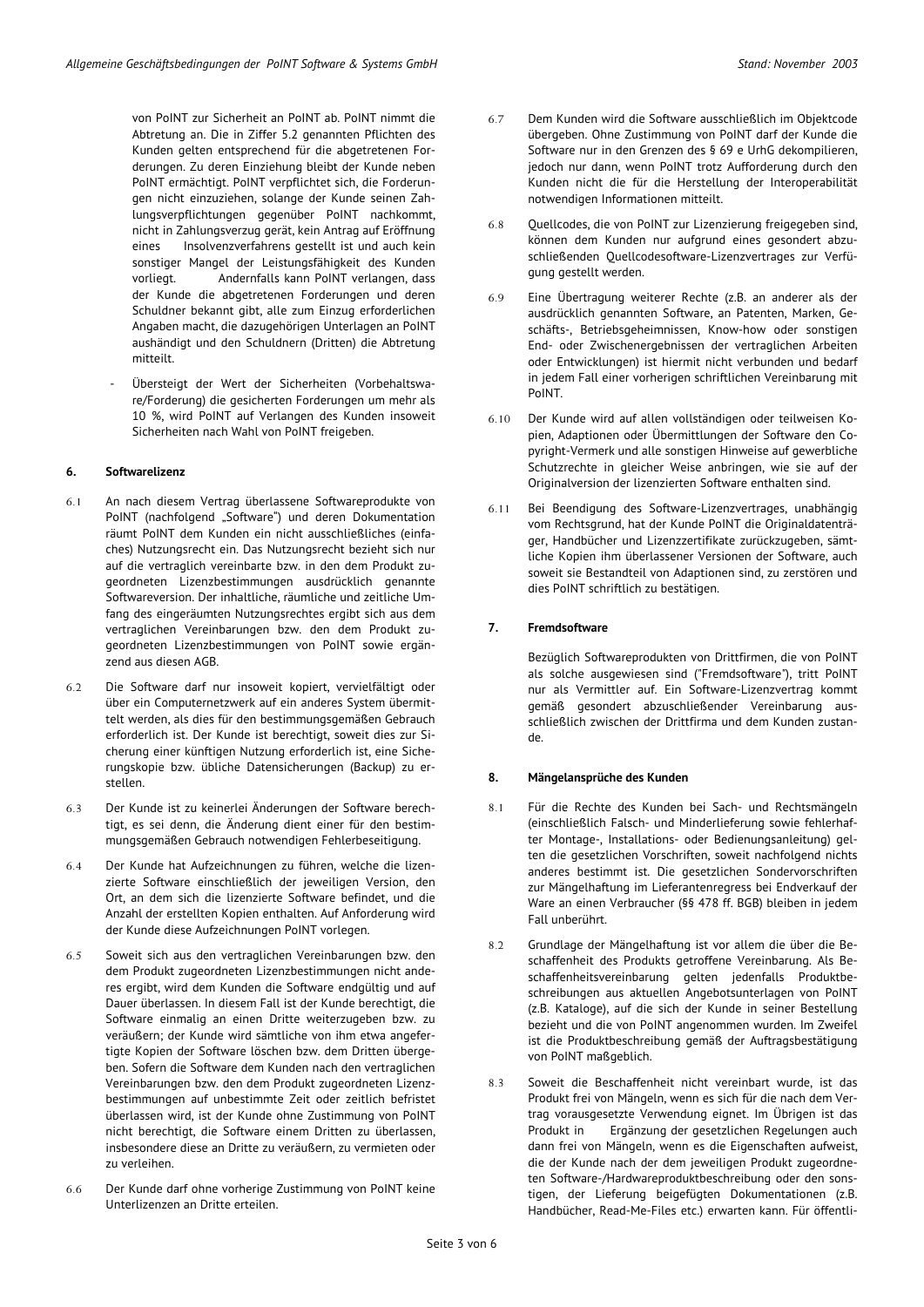von PoINT zur Sicherheit an PoINT ab. PoINT nimmt die Abtretung an. Die in Ziffer 5.2 genannten Pflichten des Kunden gelten entsprechend für die abgetretenen Forderungen. Zu deren Einziehung bleibt der Kunde neben PoINT ermächtigt. PoINT verpflichtet sich, die Forderungen nicht einzuziehen, solange der Kunde seinen Zahlungsverpflichtungen gegenüber PoINT nachkommt, nicht in Zahlungsverzug gerät, kein Antrag auf Eröffnung eines Insolvenzverfahrens gestellt ist und auch kein sonstiger Mangel der Leistungsfähigkeit des Kunden vorliegt. Andernfalls kann PoINT verlangen, dass der Kunde die abgetretenen Forderungen und deren Schuldner bekannt gibt, alle zum Einzug erforderlichen Angaben macht, die dazugehörigen Unterlagen an PoINT aushändigt und den Schuldnern (Dritten) die Abtretung mitteilt.

- Übersteigt der Wert der Sicherheiten (Vorbehaltsware/Forderung) die gesicherten Forderungen um mehr als 10 %, wird PoINT auf Verlangen des Kunden insoweit Sicherheiten nach Wahl von PoINT freigeben.

### 6. Softwarelizenz

6.1 An nach diesem Vertrag überlassene Softwareprodukte von PoINT (nachfolgend „Software") und deren Dokumentation räumt PoINT dem Kunden ein nicht ausschließliches (einfaches) Nutzungsrecht ein. Das Nutzungsrecht bezieht sich nur auf die vertraglich vereinbarte bzw. in dem Produkt zugeordneten Lizenzbestimmungen ausdrücklich genannte Softwareversion. Der inhaltliche, räumliche und zeitliche Umfang des eingeräumten Nutzungsrechtes ergibt sich aus dem vertraglichen Vereinbarungen bzw. den dem Produkt zugeordneten Lizenzbestimmungen von PoINT sowie ergänzend aus diesen AGB.

6.2 Die Software darf nur insoweit kopiert, vervielfältigt oder über ein Computernetzwerk auf ein anderes System übermittelt werden, als dies für den bestimmungsgemäßen Gebrauch erforderlich ist. Der Kunde ist berechtigt, soweit dies zur Sicherung einer künftigen Nutzung erforderlich ist, eine Sicherungskopie bzw. übliche Datensicherungen (Backup) zu erstellen.

6.3 Der Kunde ist zu keinerlei Änderungen der Software berechtigt, es sei denn, die Änderung dient einer für den bestimmungsgemäßen Gebrauch notwendigen Fehlerbeseitigung.

6.4 Der Kunde hat Aufzeichnungen zu führen, welche die lizenzierte Software einschließlich der jeweiligen Version, den Ort, an dem sich die lizenzierte Software befindet, und die Anzahl der erstellten Kopien enthalten. Auf Anforderung wird der Kunde diese Aufzeichnungen PoINT vorlegen.

6.5 Soweit sich aus den vertraglichen Vereinbarungen bzw. den dem Produkt zugeordneten Lizenzbestimmungen nicht anderes ergibt, wird dem Kunden die Software endgültig und auf Dauer überlassen. In diesem Fall ist der Kunde berechtigt, die Software einmalig an einen Dritte weiterzugeben bzw. zu veräußern; der Kunde wird sämtliche von ihm etwa angefertigte Kopien der Software löschen bzw. dem Dritten übergeben. Sofern die Software dem Kunden nach den vertraglichen Vereinbarungen bzw. den dem Produkt zugeordneten Lizenzbestimmungen auf unbestimmte Zeit oder zeitlich befristet überlassen wird, ist der Kunde ohne Zustimmung von PoINT nicht berechtigt, die Software einem Dritten zu überlassen, insbesondere diese an Dritte zu veräußern, zu vermieten oder zu verleihen.

6.6 Der Kunde darf ohne vorherige Zustimmung von PoINT keine Unterlizenzen an Dritte erteilen.

6.7 Dem Kunden wird die Software ausschließlich im Objektcode übergeben. Ohne Zustimmung von PoINT darf der Kunde die Software nur in den Grenzen des § 69 e UrhG dekompilieren, jedoch nur dann, wenn PoINT trotz Aufforderung durch den Kunden nicht die für die Herstellung der Interoperabilität notwendigen Informationen mitteilt.

6.8 Quellcodes, die von PoINT zur Lizenzierung freigegeben sind, können dem Kunden nur aufgrund eines gesondert abzuschließenden Quellcodesoftware-Lizenzvertrages zur Verfügung gestellt werden.

6.9 Eine Übertragung weiterer Rechte (z.B. an anderer als der ausdrücklich genannten Software, an Patenten, Marken, Geschäfts-, Betriebsgeheimnissen, Know-how oder sonstigen End- oder Zwischenergebnissen der vertraglichen Arbeiten oder Entwicklungen) ist hiermit nicht verbunden und bedarf in jedem Fall einer vorherigen schriftlichen Vereinbarung mit PoINT.

6.10 Der Kunde wird auf allen vollständigen oder teilweisen Kopien, Adaptionen oder Übermittlungen der Software den Copyright-Vermerk und alle sonstigen Hinweise auf gewerbliche Schutzrechte in gleicher Weise anbringen, wie sie auf der Originalversion der lizenzierten Software enthalten sind.

6.11 Bei Beendigung des Software-Lizenzvertrages, unabhängig vom Rechtsgrund, hat der Kunde PoINT die Originaldatenträger, Handbücher und Lizenzzertifikate zurückzugeben, sämtliche Kopien ihm überlassener Versionen der Software, auch soweit sie Bestandteil von Adaptionen sind, zu zerstören und dies PoINT schriftlich zu bestätigen.

### 7. Fremdsoftware

Bezüglich Softwareprodukten von Drittfirmen, die von PoINT als solche ausgewiesen sind ("Fremdsoftware"), tritt PoINT nur als Vermittler auf. Ein Software-Lizenzvertrag kommt gemäß gesondert abzuschließender Vereinbarung ausschließlich zwischen der Drittfirma und dem Kunden zustande.

### 8. Mängelansprüche des Kunden

8.1 Für die Rechte des Kunden bei Sach- und Rechtsmängeln (einschließlich Falsch- und Minderlieferung sowie fehlerhafter Montage-, Installations- oder Bedienungsanleitung) gelten die gesetzlichen Vorschriften, soweit nachfolgend nichts anderes bestimmt ist. Die gesetzlichen Sondervorschriften zur Mängelhaftung im Lieferantenregress bei Endverkauf der Ware an einen Verbraucher (§§ 478 ff. BGB) bleiben in jedem Fall unberührt.

8.2 Grundlage der Mängelhaftung ist vor allem die über die Beschaffenheit des Produkts getroffene Vereinbarung. Als Beschaffenheitsvereinbarung gelten jedenfalls Produktbeschreibungen aus aktuellen Angebotsunterlagen von PoINT (z.B. Kataloge), auf die sich der Kunde in seiner Bestellung bezieht und die von PoINT angenommen wurden. Im Zweifel ist die Produktbeschreibung gemäß der Auftragsbestätigung von PoINT maßgeblich.

8.3 Soweit die Beschaffenheit nicht vereinbart wurde, ist das Produkt frei von Mängeln, wenn es sich für die nach dem Vertrag vorausgesetzte Verwendung eignet. Im Übrigen ist das Produkt in Ergänzung der gesetzlichen Regelungen auch dann frei von Mängeln, wenn es die Eigenschaften aufweist, die der Kunde nach der dem jeweiligen Produkt zugeordneten Software-/Hardwareproduktbeschreibung oder den sonstigen, der Lieferung beigefügten Dokumentationen (z.B. Handbücher, Read-Me-Files etc.) erwarten kann. Für öffentli-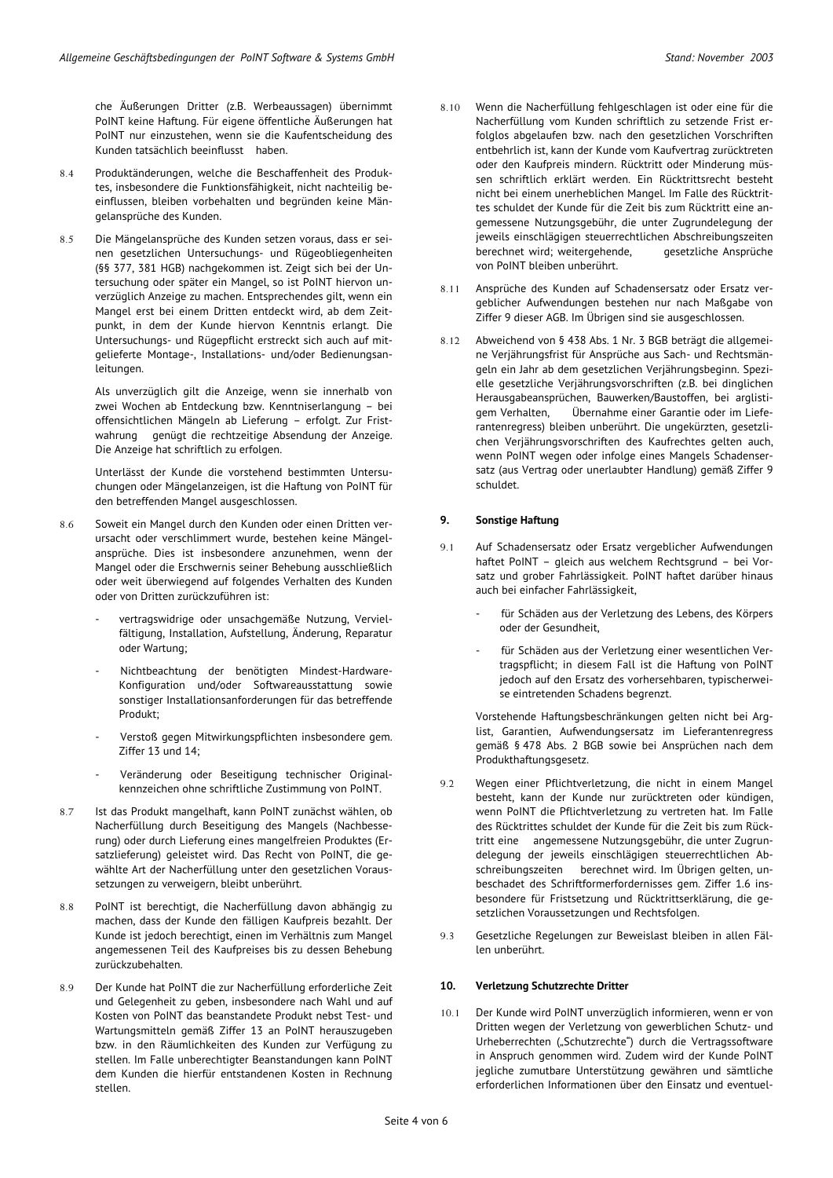che Äußerungen Dritter (z.B. Werbeaussagen) übernimmt PoINT keine Haftung. Für eigene öffentliche Äußerungen hat PoINT nur einzustehen, wenn sie die Kaufentscheidung des Kunden tatsächlich beeinflusst haben.

8.4 Produktänderungen, welche die Beschaffenheit des Produktes, insbesondere die Funktionsfähigkeit, nicht nachteilig beeinflussen, bleiben vorbehalten und begründen keine Mängelansprüche des Kunden.

8.5 Die Mängelansprüche des Kunden setzen voraus, dass er seinen gesetzlichen Untersuchungs- und Rügeobliegenheiten (§§ 377, 381 HGB) nachgekommen ist. Zeigt sich bei der Untersuchung oder später ein Mangel, so ist PoINT hiervon unverzüglich Anzeige zu machen. Entsprechendes gilt, wenn ein Mangel erst bei einem Dritten entdeckt wird, ab dem Zeitpunkt, in dem der Kunde hiervon Kenntnis erlangt. Die Untersuchungs- und Rügepflicht erstreckt sich auch auf mitgelieferte Montage-, Installations- und/oder Bedienungsanleitungen.

Als unverzüglich gilt die Anzeige, wenn sie innerhalb von zwei Wochen ab Entdeckung bzw. Kenntniserlangung – bei offensichtlichen Mängeln ab Lieferung – erfolgt. Zur Fristwahrung genügt die rechtzeitige Absendung der Anzeige. Die Anzeige hat schriftlich zu erfolgen.

Unterlässt der Kunde die vorstehend bestimmten Untersuchungen oder Mängelanzeigen, ist die Haftung von PoINT für den betreffenden Mangel ausgeschlossen.

8.6 Soweit ein Mangel durch den Kunden oder einen Dritten verursacht oder verschlimmert wurde, bestehen keine Mängelansprüche. Dies ist insbesondere anzunehmen, wenn der Mangel oder die Erschwernis seiner Behebung ausschließlich oder weit überwiegend auf folgendes Verhalten des Kunden oder von Dritten zurückzuführen ist:

- vertragswidrige oder unsachgemäße Nutzung, Vervielfältigung, Installation, Aufstellung, Änderung, Reparatur oder Wartung;
- Nichtbeachtung der benötigten Mindest-Hardware-Konfiguration und/oder Softwareausstattung sowie sonstiger Installationsanforderungen für das betreffende Produkt;
- Verstoß gegen Mitwirkungspflichten insbesondere gem. Ziffer 13 und 14;
- Veränderung oder Beseitigung technischer Originalkennzeichen ohne schriftliche Zustimmung von PoINT.

8.7 Ist das Produkt mangelhaft, kann PoINT zunächst wählen, ob Nacherfüllung durch Beseitigung des Mangels (Nachbesserung) oder durch Lieferung eines mangelfreien Produktes (Ersatzlieferung) geleistet wird. Das Recht von PoINT, die gewählte Art der Nacherfüllung unter den gesetzlichen Voraussetzungen zu verweigern, bleibt unberührt.

8.8 PoINT ist berechtigt, die Nacherfüllung davon abhängig zu machen, dass der Kunde den fälligen Kaufpreis bezahlt. Der Kunde ist jedoch berechtigt, einen im Verhältnis zum Mangel angemessenen Teil des Kaufpreises bis zu dessen Behebung zurückzubehalten.

8.9 Der Kunde hat PoINT die zur Nacherfüllung erforderliche Zeit und Gelegenheit zu geben, insbesondere nach Wahl und auf Kosten von PoINT das beanstandete Produkt nebst Test- und Wartungsmitteln gemäß Ziffer 13 an PoINT herauszugeben bzw. in den Räumlichkeiten des Kunden zur Verfügung zu stellen. Im Falle unberechtigter Beanstandungen kann PoINT dem Kunden die hierfür entstandenen Kosten in Rechnung stellen.

8.10 Wenn die Nacherfüllung fehlgeschlagen ist oder eine für die Nacherfüllung vom Kunden schriftlich zu setzende Frist erfolglos abgelaufen bzw. nach den gesetzlichen Vorschriften entbehrlich ist, kann der Kunde vom Kaufvertrag zurücktreten oder den Kaufpreis mindern. Rücktritt oder Minderung müssen schriftlich erklärt werden. Ein Rücktrittsrecht besteht nicht bei einem unerheblichen Mangel. Im Falle des Rücktrittes schuldet der Kunde für die Zeit bis zum Rücktritt eine angemessene Nutzungsgebühr, die unter Zugrundelegung der jeweils einschlägigen steuerrechtlichen Abschreibungszeiten berechnet wird; weitergehende, gesetzliche Ansprüche von PoINT bleiben unberührt.

8.11 Ansprüche des Kunden auf Schadensersatz oder Ersatz vergeblicher Aufwendungen bestehen nur nach Maßgabe von Ziffer 9 dieser AGB. Im Übrigen sind sie ausgeschlossen.

8.12 Abweichend von § 438 Abs. 1 Nr. 3 BGB beträgt die allgemeine Verjährungsfrist für Ansprüche aus Sach- und Rechtsmängeln ein Jahr ab dem gesetzlichen Verjährungsbeginn. Spezielle gesetzliche Verjährungsvorschriften (z.B. bei dinglichen Herausgabeansprüchen, Bauwerken/Baustoffen, bei arglistigem Verhalten, Übernahme einer Garantie oder im Lieferantenregress) bleiben unberührt. Die ungekürzten, gesetzlichen Verjährungsvorschriften des Kaufrechtes gelten auch, wenn PoINT wegen oder infolge eines Mangels Schadensersatz (aus Vertrag oder unerlaubter Handlung) gemäß Ziffer 9 schuldet.

## 9. Sonstige Haftung

9.1 Auf Schadensersatz oder Ersatz vergeblicher Aufwendungen haftet PoINT – gleich aus welchem Rechtsgrund – bei Vorsatz und grober Fahrlässigkeit. PoINT haftet darüber hinaus auch bei einfacher Fahrlässigkeit,

- für Schäden aus der Verletzung des Lebens, des Körpers oder der Gesundheit,
- für Schäden aus der Verletzung einer wesentlichen Vertragspflicht; in diesem Fall ist die Haftung von PoINT jedoch auf den Ersatz des vorhersehbaren, typischerweise eintretenden Schadens begrenzt.

Vorstehende Haftungsbeschränkungen gelten nicht bei Arglist, Garantien, Aufwendungsersatz im Lieferantenregress gemäß § 478 Abs. 2 BGB sowie bei Ansprüchen nach dem Produkthaftungsgesetz.

9.2 Wegen einer Pflichtverletzung, die nicht in einem Mangel besteht, kann der Kunde nur zurücktreten oder kündigen, wenn PoINT die Pflichtverletzung zu vertreten hat. Im Falle des Rücktrittes schuldet der Kunde für die Zeit bis zum Rücktritt eine angemessene Nutzungsgebühr, die unter Zugrundelegung der jeweils einschlägigen steuerrechtlichen Abschreibungszeiten berechnet wird. Im Übrigen gelten, unbeschadet des Schriftformerfordernisses gem. Ziffer 1.6 insbesondere für Fristsetzung und Rücktrittserklärung, die gesetzlichen Voraussetzungen und Rechtsfolgen.

9.3 Gesetzliche Regelungen zur Beweislast bleiben in allen Fällen unberührt.

## 10. Verletzung Schutzrechte Dritter

10.1 Der Kunde wird PoINT unverzüglich informieren, wenn er von Dritten wegen der Verletzung von gewerblichen Schutz- und Urheberrechten („Schutzrechte") durch die Vertragssoftware in Anspruch genommen wird. Zudem wird der Kunde PoINT jegliche zumutbare Unterstützung gewähren und sämtliche erforderlichen Informationen über den Einsatz und eventuel-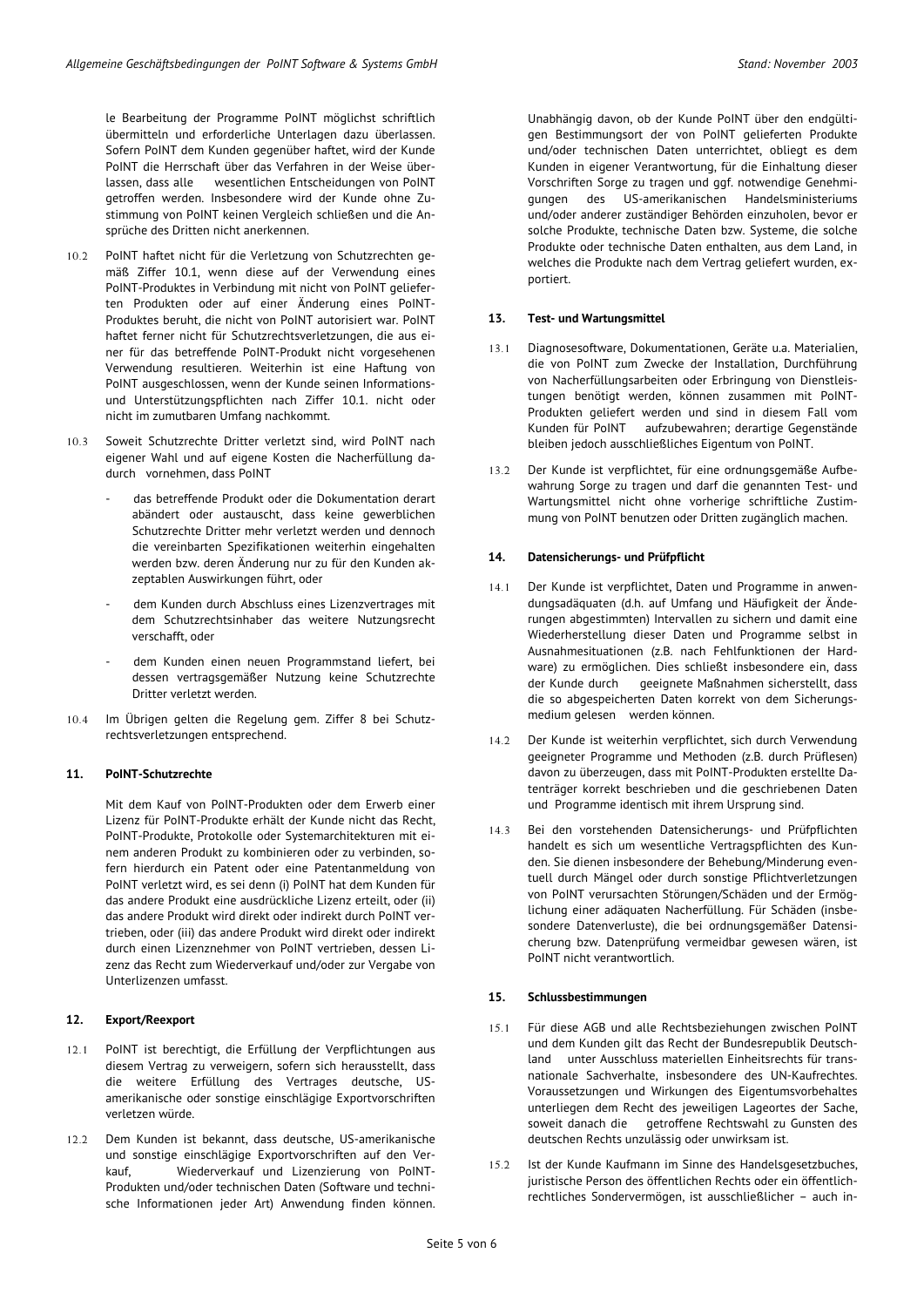le Bearbeitung der Programme PoINT möglichst schriftlich übermitteln und erforderliche Unterlagen dazu überlassen. Sofern PoINT dem Kunden gegenüber haftet, wird der Kunde PoINT die Herrschaft über das Verfahren in der Weise überlassen, dass alle wesentlichen Entscheidungen von PoINT getroffen werden. Insbesondere wird der Kunde ohne Zustimmung von PoINT keinen Vergleich schließen und die Ansprüche des Dritten nicht anerkennen.

10.2 PoINT haftet nicht für die Verletzung von Schutzrechten gemäß Ziffer 10.1, wenn diese auf der Verwendung eines PoINT-Produktes in Verbindung mit nicht von PoINT gelieferten Produkten oder auf einer Änderung eines PoINT-Produktes beruht, die nicht von PoINT autorisiert war. PoINT haftet ferner nicht für Schutzrechtsverletzungen, die aus einer für das betreffende PoINT-Produkt nicht vorgesehenen Verwendung resultieren. Weiterhin ist eine Haftung von PoINT ausgeschlossen, wenn der Kunde seinen Informations- und Unterstützungspflichten nach Ziffer 10.1. nicht oder nicht im zumutbaren Umfang nachkommt.

10.3 Soweit Schutzrechte Dritter verletzt sind, wird PoINT nach eigener Wahl und auf eigene Kosten die Nacherfüllung dadurch vornehmen, dass PoINT

- das betreffende Produkt oder die Dokumentation derart abändert oder austauscht, dass keine gewerblichen Schutzrechte Dritter mehr verletzt werden und dennoch die vereinbarten Spezifikationen weiterhin eingehalten werden bzw. deren Änderung nur zu für den Kunden akzeptablen Auswirkungen führt, oder
- dem Kunden durch Abschluss eines Lizenzvertrages mit dem Schutzrechtsinhaber das weitere Nutzungsrecht verschafft, oder
- dem Kunden einen neuen Programmstand liefert, bei dessen vertragsgemäßer Nutzung keine Schutzrechte Dritter verletzt werden.

10.4 Im Übrigen gelten die Regelung gem. Ziffer 8 bei Schutzrechtsverletzungen entsprechend.

## 11. PoINT-Schutzrechte

Mit dem Kauf von PoINT-Produkten oder dem Erwerb einer Lizenz für PoINT-Produkte erhält der Kunde nicht das Recht, PoINT-Produkte, Protokolle oder Systemarchitekturen mit einem anderen Produkt zu kombinieren oder zu verbinden, sofern hierdurch ein Patent oder eine Patentanmeldung von PoINT verletzt wird, es sei denn (i) PoINT hat dem Kunden für das andere Produkt eine ausdrückliche Lizenz erteilt, oder (ii) das andere Produkt wird direkt oder indirekt durch PoINT vertrieben, oder (iii) das andere Produkt wird direkt oder indirekt durch einen Lizenznehmer von PoINT vertrieben, dessen Lizenz das Recht zum Wiederverkauf und/oder zur Vergabe von Unterlizenzen umfasst.

## 12. Export/Reexport

12.1 PoINT ist berechtigt, die Erfüllung der Verpflichtungen aus diesem Vertrag zu verweigern, sofern sich herausstellt, dass die weitere Erfüllung des Vertrages deutsche, US-amerikanische oder sonstige einschlägige Exportvorschriften verletzen würde.

12.2 Dem Kunden ist bekannt, dass deutsche, US-amerikanische und sonstige einschlägige Exportvorschriften auf den Verkauf, Wiederverkauf und Lizenzierung von PoINT-Produkten und/oder technischen Daten (Software und technische Informationen jeder Art) Anwendung finden können. Unabhängig davon, ob der Kunde PoINT über den endgültigen Bestimmungsort der von PoINT gelieferten Produkte und/oder technischen Daten unterrichtet, obliegt es dem Kunden in eigener Verantwortung, für die Einhaltung dieser Vorschriften Sorge zu tragen und ggf. notwendige Genehmigungen des US-amerikanischen Handelsministeriums und/oder anderer zuständiger Behörden einzuholen, bevor er solche Produkte, technische Daten bzw. Systeme, die solche Produkte oder technische Daten enthalten, aus dem Land, in welches die Produkte nach dem Vertrag geliefert wurden, exportiert.

## 13. Test- und Wartungsmittel

13.1 Diagnosesoftware, Dokumentationen, Geräte u.a. Materialien, die von PoINT zum Zwecke der Installation, Durchführung von Nacherfüllungsarbeiten oder Erbringung von Dienstleistungen benötigt werden, können zusammen mit PoINT-Produkten geliefert werden und sind in diesem Fall vom Kunden für PoINT aufzubewahren; derartige Gegenstände bleiben jedoch ausschließliches Eigentum von PoINT.

13.2 Der Kunde ist verpflichtet, für eine ordnungsgemäße Aufbewahrung Sorge zu tragen und darf die genannten Test- und Wartungsmittel nicht ohne vorherige schriftliche Zustimmung von PoINT benutzen oder Dritten zugänglich machen.

## 14. Datensicherungs- und Prüfpflicht

14.1 Der Kunde ist verpflichtet, Daten und Programme in anwendungsadäquaten (d.h. auf Umfang und Häufigkeit der Änderungen abgestimmten) Intervallen zu sichern und damit eine Wiederherstellung dieser Daten und Programme selbst in Ausnahmesituationen (z.B. nach Fehlfunktionen der Hardware) zu ermöglichen. Dies schließt insbesondere ein, dass der Kunde durch geeignete Maßnahmen sicherstellt, dass die so abgespeicherten Daten korrekt von dem Sicherungsmedium gelesen werden können.

14.2 Der Kunde ist weiterhin verpflichtet, sich durch Verwendung geeigneter Programme und Methoden (z.B. durch Prüflesen) davon zu überzeugen, dass mit PoINT-Produkten erstellte Datenträger korrekt beschrieben und die geschriebenen Daten und Programme identisch mit ihrem Ursprung sind.

14.3 Bei den vorstehenden Datensicherungs- und Prüfpflichten handelt es sich um wesentliche Vertragspflichten des Kunden. Sie dienen insbesondere der Behebung/Minderung eventuell durch Mängel oder durch sonstige Pflichtverletzungen von PoINT verursachten Störungen/Schäden und der Ermöglichung einer adäquaten Nacherfüllung. Für Schäden (insbesondere Datenverluste), die bei ordnungsgemäßer Datensicherung bzw. Datenprüfung vermeidbar gewesen wären, ist PoINT nicht verantwortlich.

## 15. Schlussbestimmungen

15.1 Für diese AGB und alle Rechtsbeziehungen zwischen PoINT und dem Kunden gilt das Recht der Bundesrepublik Deutschland unter Ausschluss materiellen Einheitsrechts für transnationale Sachverhalte, insbesondere des UN-Kaufrechtes. Voraussetzungen und Wirkungen des Eigentumsvorbehaltes unterliegen dem Recht des jeweiligen Lageortes der Sache, soweit danach die getroffene Rechtswahl zu Gunsten des deutschen Rechts unzulässig oder unwirksam ist.

15.2 Ist der Kunde Kaufmann im Sinne des Handelsgesetzbuches, juristische Person des öffentlichen Rechts oder ein öffentlich-rechtliches Sondervermögen, ist ausschließlicher – auch in-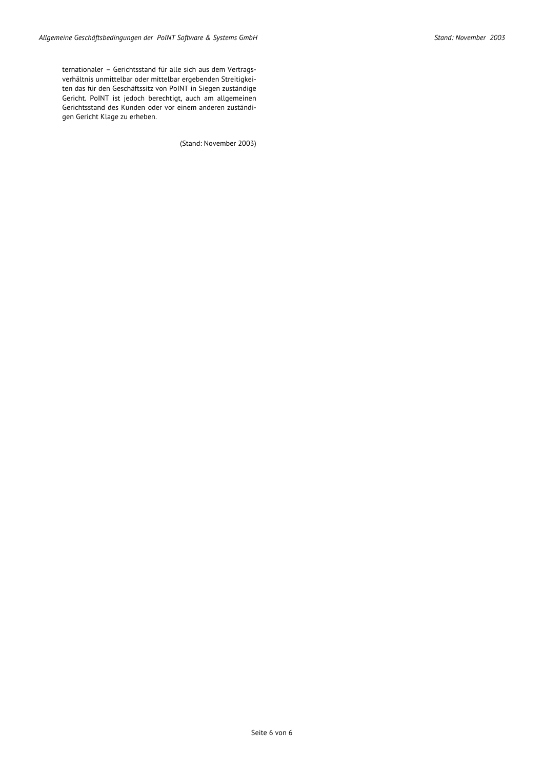ternationaler – Gerichtsstand für alle sich aus dem Vertragsverhältnis unmittelbar oder mittelbar ergebenden Streitigkeiten das für den Geschäftssitz von PoINT in Siegen zuständige Gericht. PoINT ist jedoch berechtigt, auch am allgemeinen Gerichtsstand des Kunden oder vor einem anderen zuständigen Gericht Klage zu erheben.

(Stand: November 2003)